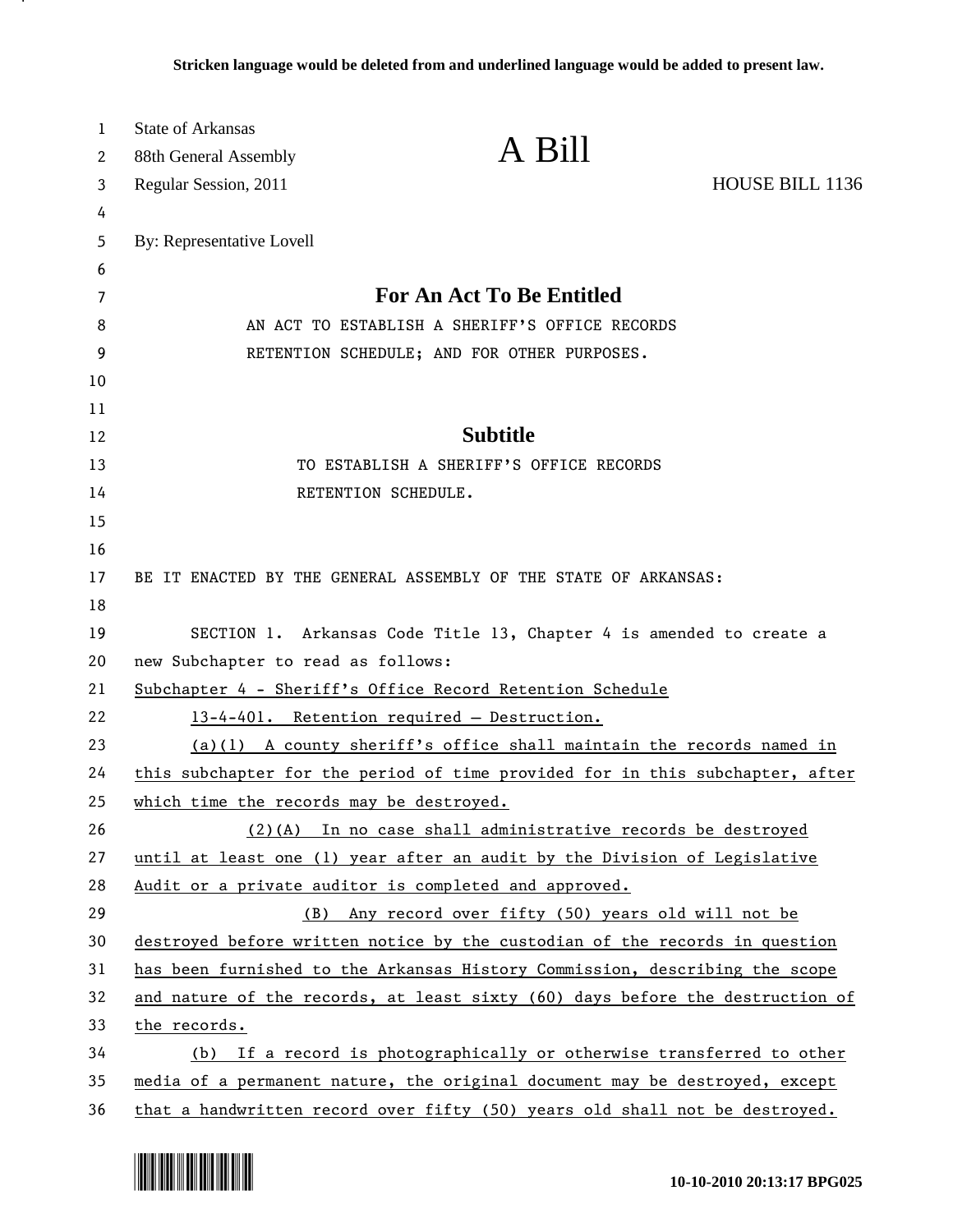**Stricken language would be deleted from and underlined language would be added to present law.**

State of Arkansas
88th General Assembly
Regular Session, 2011

# A Bill

HOUSE BILL 1136

By: Representative Lovell

## For An Act To Be Entitled

AN ACT TO ESTABLISH A SHERIFF'S OFFICE RECORDS RETENTION SCHEDULE; AND FOR OTHER PURPOSES.

## Subtitle

TO ESTABLISH A SHERIFF'S OFFICE RECORDS RETENTION SCHEDULE.

BE IT ENACTED BY THE GENERAL ASSEMBLY OF THE STATE OF ARKANSAS:

SECTION 1. Arkansas Code Title 13, Chapter 4 is amended to create a new Subchapter to read as follows:

Subchapter 4 - Sheriff's Office Record Retention Schedule

13-4-401. Retention required — Destruction.

(a)(1) A county sheriff's office shall maintain the records named in this subchapter for the period of time provided for in this subchapter, after which time the records may be destroyed.

(2)(A) In no case shall administrative records be destroyed until at least one (1) year after an audit by the Division of Legislative Audit or a private auditor is completed and approved.

(B) Any record over fifty (50) years old will not be destroyed before written notice by the custodian of the records in question has been furnished to the Arkansas History Commission, describing the scope and nature of the records, at least sixty (60) days before the destruction of the records.

(b) If a record is photographically or otherwise transferred to other media of a permanent nature, the original document may be destroyed, except that a handwritten record over fifty (50) years old shall not be destroyed.

10-10-2010 20:13:17 BPG025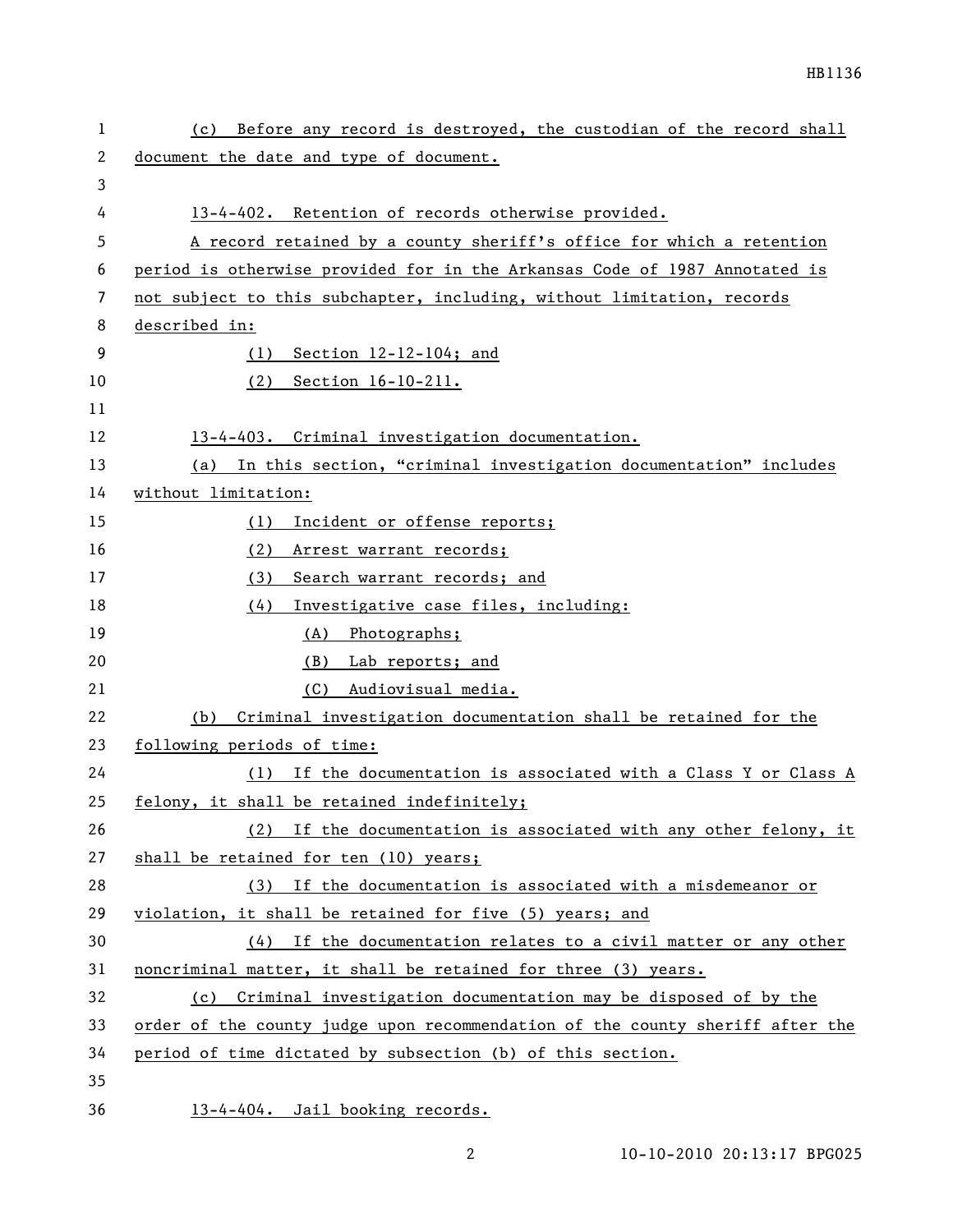(c) Before any record is destroyed, the custodian of the record shall document the date and type of document.

13-4-402. Retention of records otherwise provided.

A record retained by a county sheriff's office for which a retention period is otherwise provided for in the Arkansas Code of 1987 Annotated is not subject to this subchapter, including, without limitation, records described in:

(1) Section 12-12-104; and

(2) Section 16-10-211.

13-4-403. Criminal investigation documentation.

(a) In this section, "criminal investigation documentation" includes without limitation:

(1) Incident or offense reports;

(2) Arrest warrant records;

(3) Search warrant records; and

(4) Investigative case files, including:

(A) Photographs;

(B) Lab reports; and

(C) Audiovisual media.

(b) Criminal investigation documentation shall be retained for the following periods of time:

(1) If the documentation is associated with a Class Y or Class A felony, it shall be retained indefinitely;

(2) If the documentation is associated with any other felony, it shall be retained for ten (10) years;

(3) If the documentation is associated with a misdemeanor or violation, it shall be retained for five (5) years; and

(4) If the documentation relates to a civil matter or any other noncriminal matter, it shall be retained for three (3) years.

(c) Criminal investigation documentation may be disposed of by the order of the county judge upon recommendation of the county sheriff after the period of time dictated by subsection (b) of this section.

13-4-404. Jail booking records.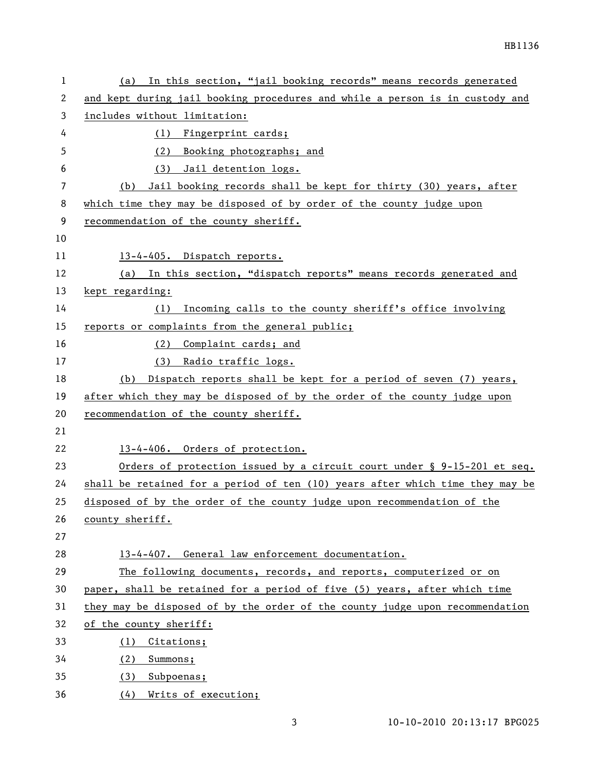(a) In this section, "jail booking records" means records generated and kept during jail booking procedures and while a person is in custody and includes without limitation:

(1) Fingerprint cards;

(2) Booking photographs; and

(3) Jail detention logs.

(b) Jail booking records shall be kept for thirty (30) years, after which time they may be disposed of by order of the county judge upon recommendation of the county sheriff.

13-4-405. Dispatch reports.

(a) In this section, "dispatch reports" means records generated and kept regarding:

(1) Incoming calls to the county sheriff's office involving reports or complaints from the general public;

(2) Complaint cards; and

(3) Radio traffic logs.

(b) Dispatch reports shall be kept for a period of seven (7) years, after which they may be disposed of by the order of the county judge upon recommendation of the county sheriff.

13-4-406. Orders of protection.

Orders of protection issued by a circuit court under § 9-15-201 et seq. shall be retained for a period of ten (10) years after which time they may be disposed of by the order of the county judge upon recommendation of the county sheriff.

13-4-407. General law enforcement documentation.

The following documents, records, and reports, computerized or on paper, shall be retained for a period of five (5) years, after which time they may be disposed of by the order of the county judge upon recommendation of the county sheriff:

(1) Citations;

(2) Summons;

(3) Subpoenas;

(4) Writs of execution;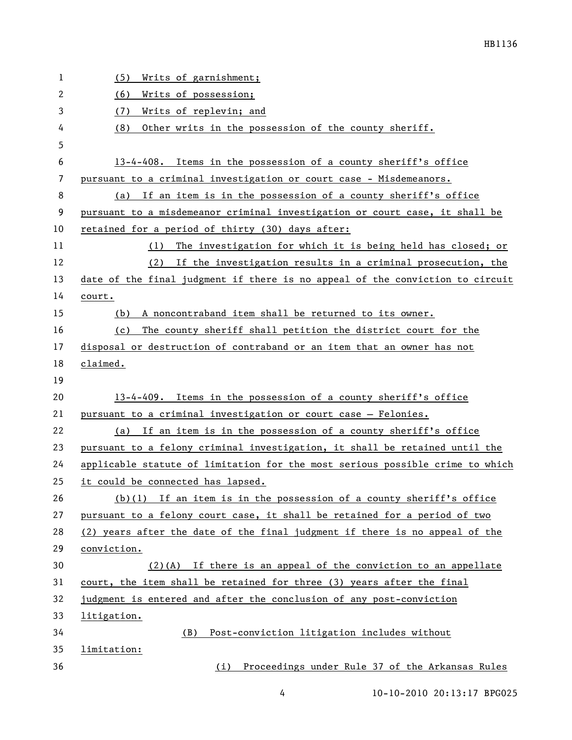(5) Writs of garnishment;

(6) Writs of possession;

(7) Writs of replevin; and

(8) Other writs in the possession of the county sheriff.

13-4-408. Items in the possession of a county sheriff's office pursuant to a criminal investigation or court case - Misdemeanors.

(a) If an item is in the possession of a county sheriff's office pursuant to a misdemeanor criminal investigation or court case, it shall be retained for a period of thirty (30) days after:

(1) The investigation for which it is being held has closed; or

(2) If the investigation results in a criminal prosecution, the date of the final judgment if there is no appeal of the conviction to circuit court.

(b) A noncontraband item shall be returned to its owner.

(c) The county sheriff shall petition the district court for the disposal or destruction of contraband or an item that an owner has not claimed.

13-4-409. Items in the possession of a county sheriff's office pursuant to a criminal investigation or court case – Felonies.

(a) If an item is in the possession of a county sheriff's office pursuant to a felony criminal investigation, it shall be retained until the applicable statute of limitation for the most serious possible crime to which it could be connected has lapsed.

(b)(1) If an item is in the possession of a county sheriff's office pursuant to a felony court case, it shall be retained for a period of two (2) years after the date of the final judgment if there is no appeal of the conviction.

(2)(A) If there is an appeal of the conviction to an appellate court, the item shall be retained for three (3) years after the final judgment is entered and after the conclusion of any post-conviction litigation.

(B) Post-conviction litigation includes without limitation:

(i) Proceedings under Rule 37 of the Arkansas Rules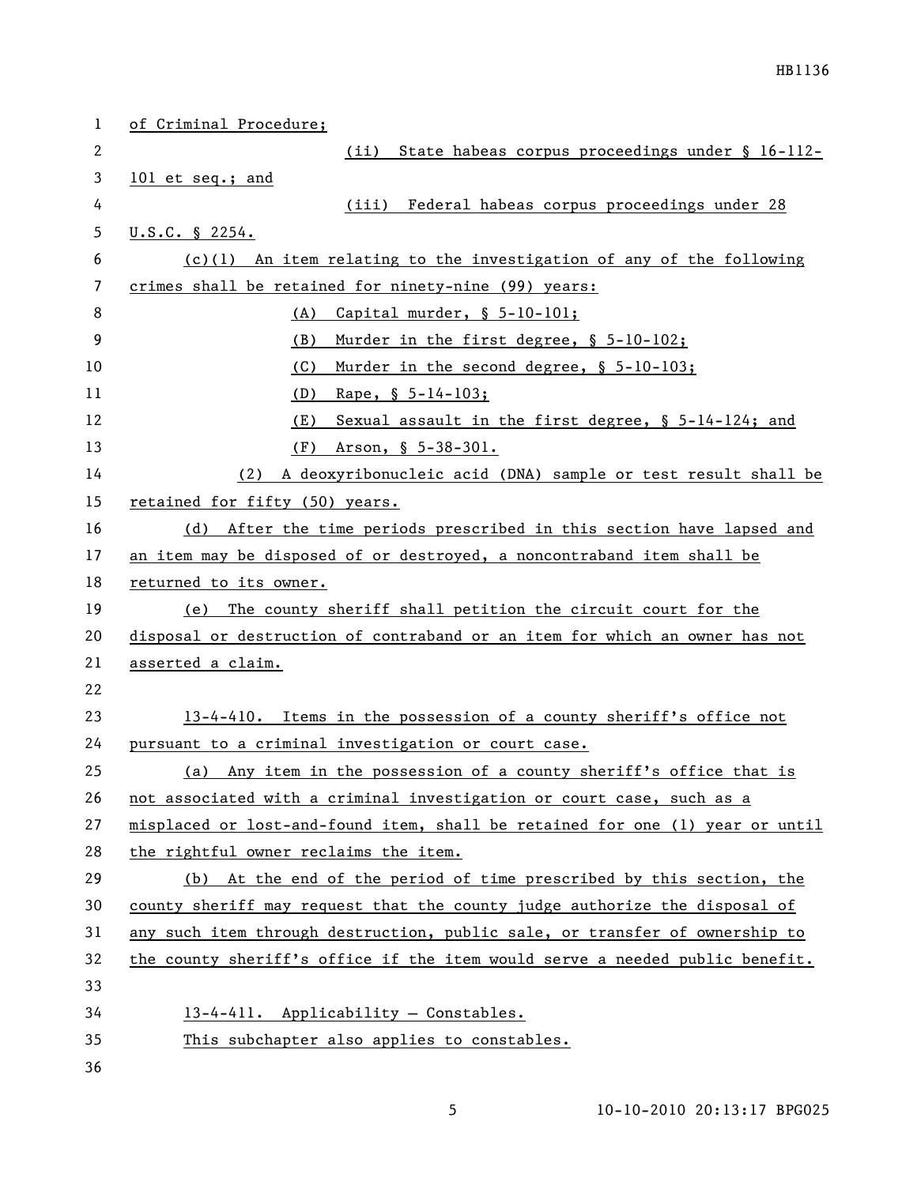of Criminal Procedure;

(ii) State habeas corpus proceedings under § 16-112-101 et seq.; and

(iii) Federal habeas corpus proceedings under 28 U.S.C. § 2254.

(c)(1) An item relating to the investigation of any of the following crimes shall be retained for ninety-nine (99) years:

(A) Capital murder, § 5-10-101;

(B) Murder in the first degree, § 5-10-102;

(C) Murder in the second degree, § 5-10-103;

(D) Rape, § 5-14-103;

(E) Sexual assault in the first degree, § 5-14-124; and

(F) Arson, § 5-38-301.

(2) A deoxyribonucleic acid (DNA) sample or test result shall be retained for fifty (50) years.

(d) After the time periods prescribed in this section have lapsed and an item may be disposed of or destroyed, a noncontraband item shall be returned to its owner.

(e) The county sheriff shall petition the circuit court for the disposal or destruction of contraband or an item for which an owner has not asserted a claim.

13-4-410. Items in the possession of a county sheriff's office not pursuant to a criminal investigation or court case.

(a) Any item in the possession of a county sheriff's office that is not associated with a criminal investigation or court case, such as a misplaced or lost-and-found item, shall be retained for one (1) year or until the rightful owner reclaims the item.

(b) At the end of the period of time prescribed by this section, the county sheriff may request that the county judge authorize the disposal of any such item through destruction, public sale, or transfer of ownership to the county sheriff's office if the item would serve a needed public benefit.

13-4-411. Applicability — Constables.

This subchapter also applies to constables.